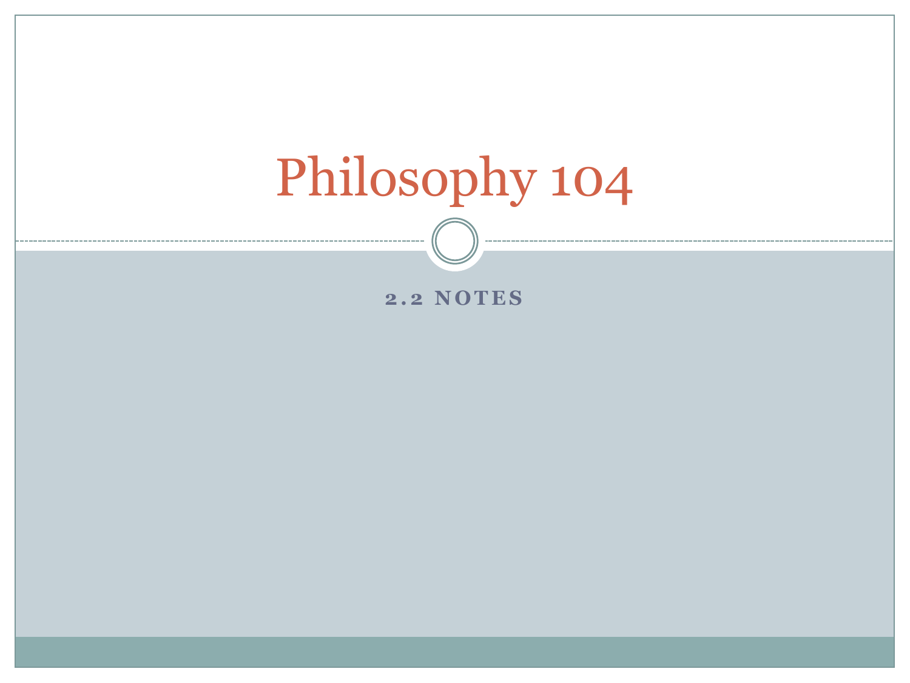# Philosophy 104

## 2.2 NOTES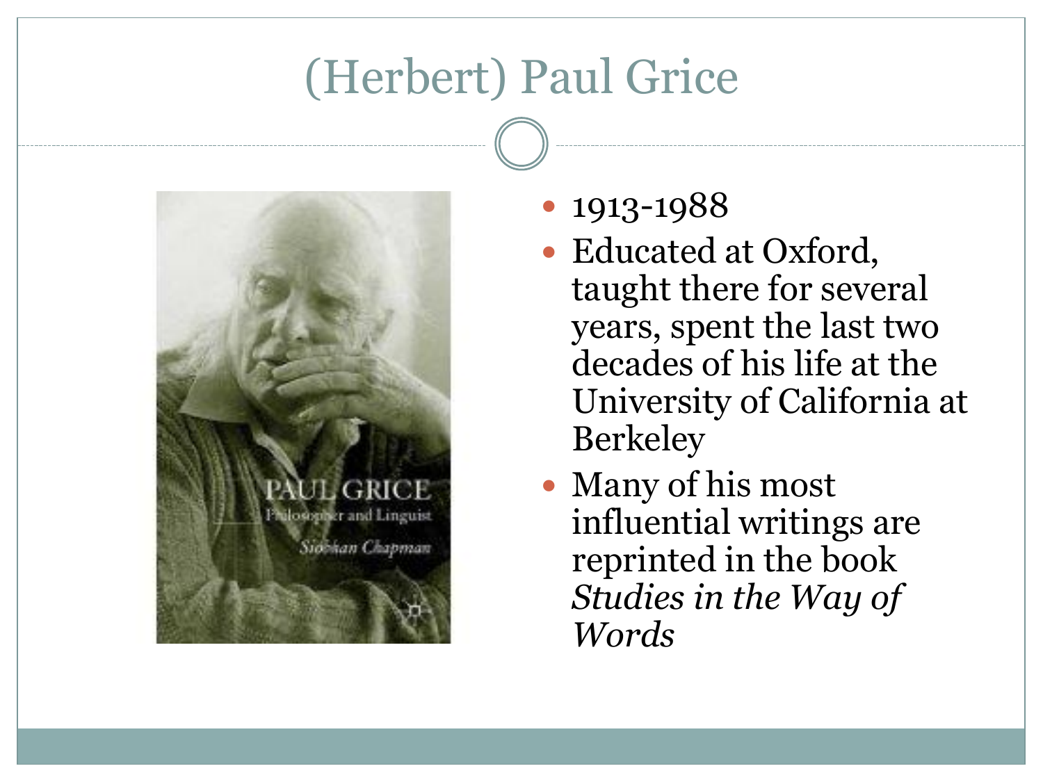# (Herbert) Paul Grice

- 1913-1988
- Educated at Oxford, taught there for several years, spent the last two decades of his life at the University of California at Berkeley
- Many of his most influential writings are reprinted in the book *Studies in the Way of Words*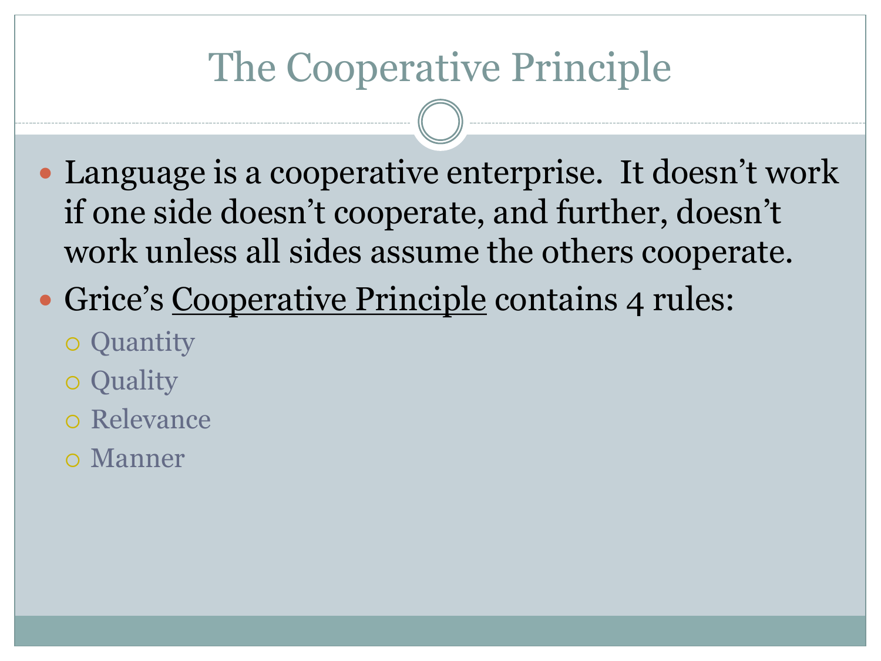# The Cooperative Principle

- Language is a cooperative enterprise. It doesn't work if one side doesn't cooperate, and further, doesn't work unless all sides assume the others cooperate.
- Grice's Cooperative Principle contains 4 rules:
  - Quantity
  - Quality
  - Relevance
  - Manner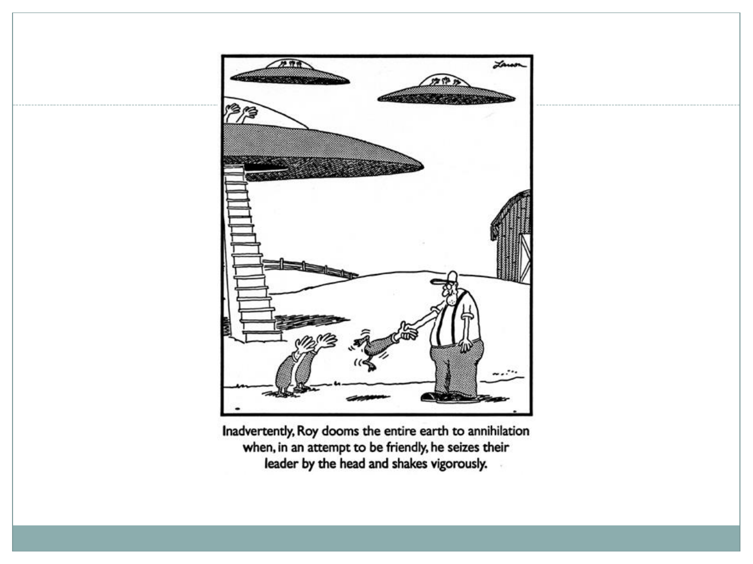Inadvertently, Roy dooms the entire earth to annihilation when, in an attempt to be friendly, he seizes their leader by the head and shakes vigorously.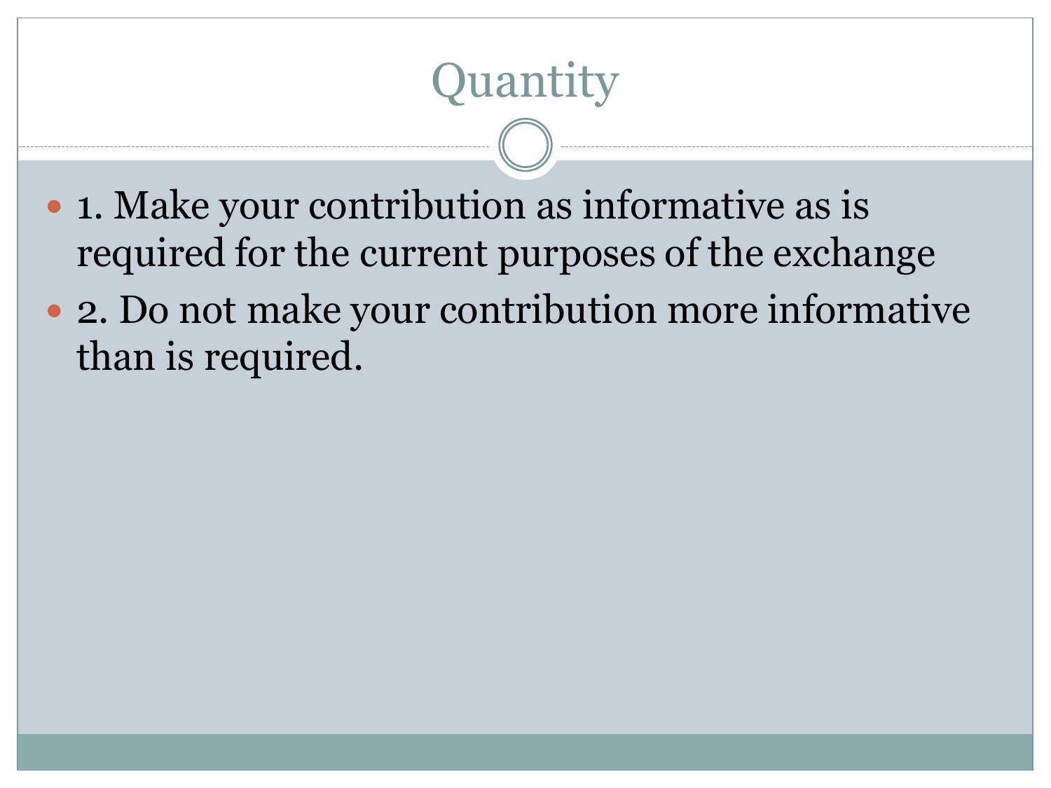# Quantity

- 1. Make your contribution as informative as is required for the current purposes of the exchange
- 2. Do not make your contribution more informative than is required.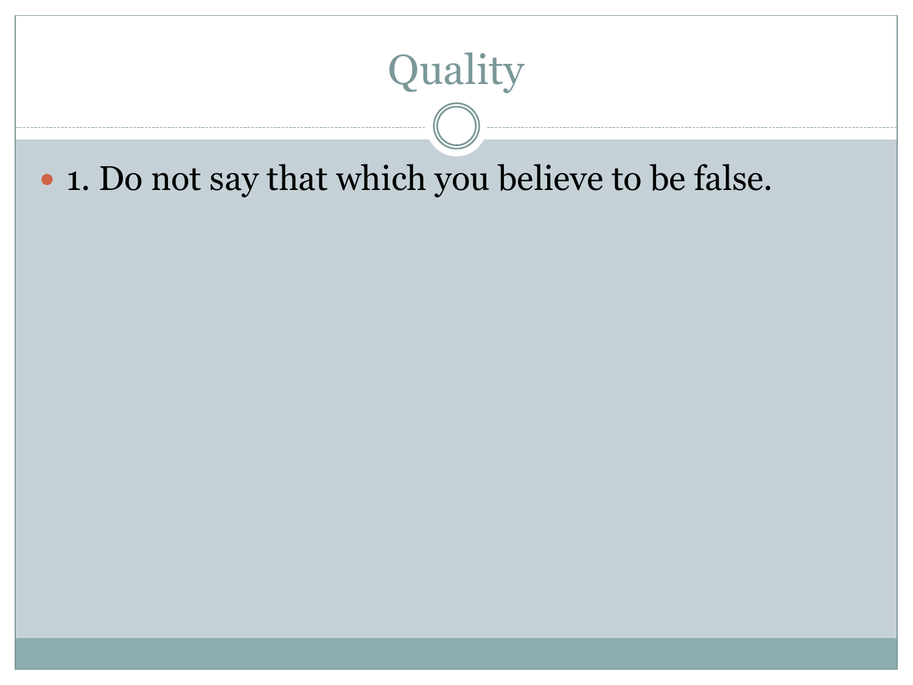# Quality

- 1. Do not say that which you believe to be false.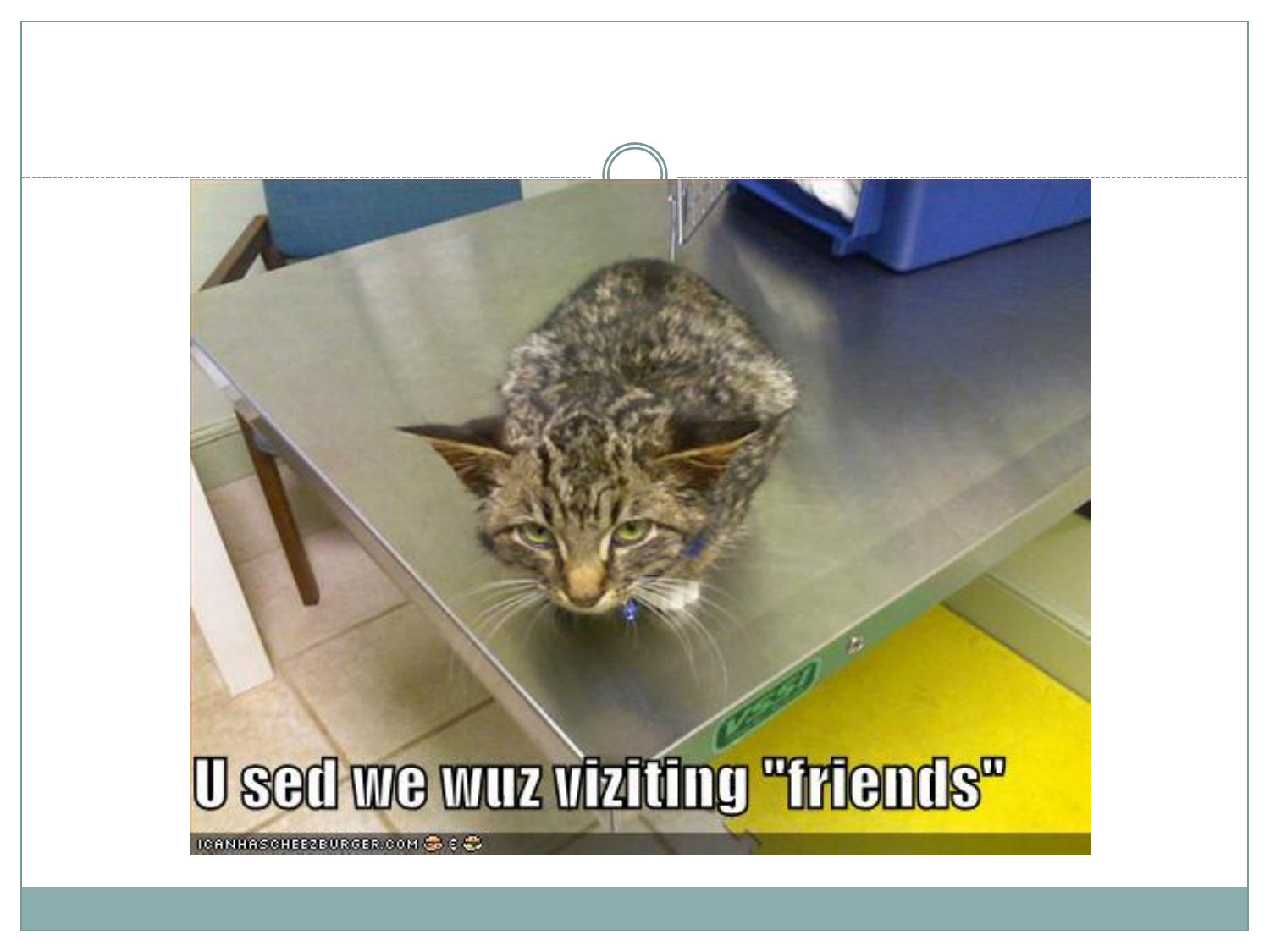U sed we wuz viziting "friends"

ICANHASCHEEZBURGER.COM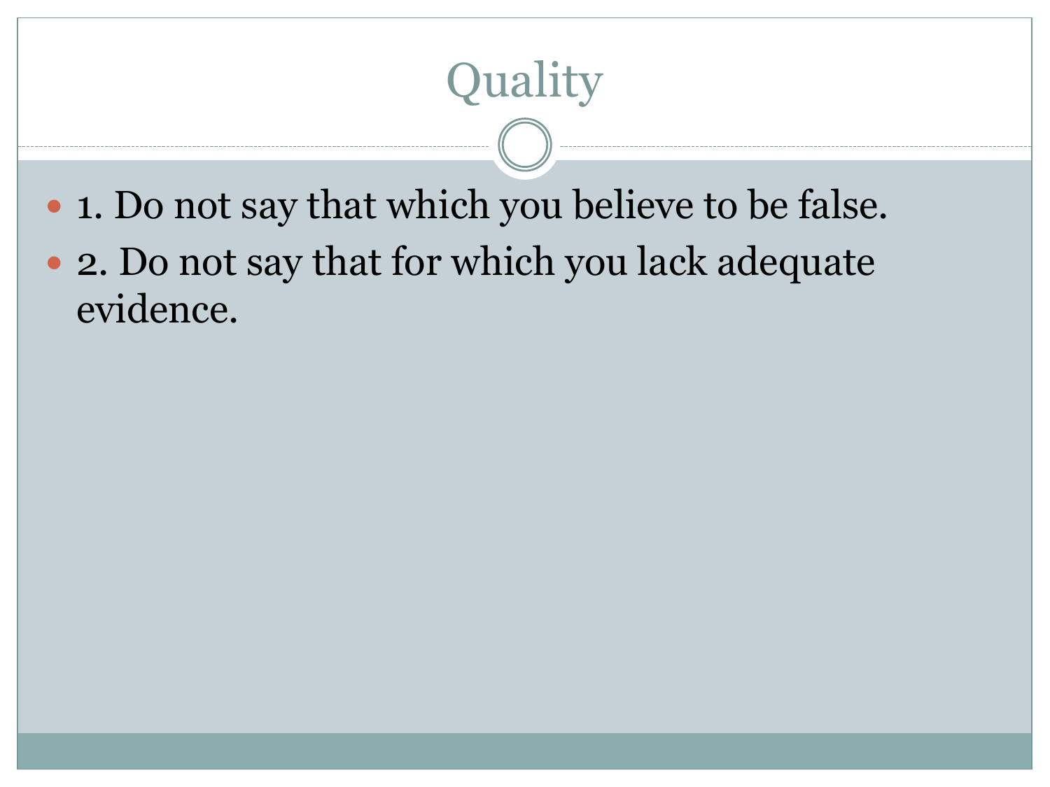# Quality

- 1. Do not say that which you believe to be false.
- 2. Do not say that for which you lack adequate evidence.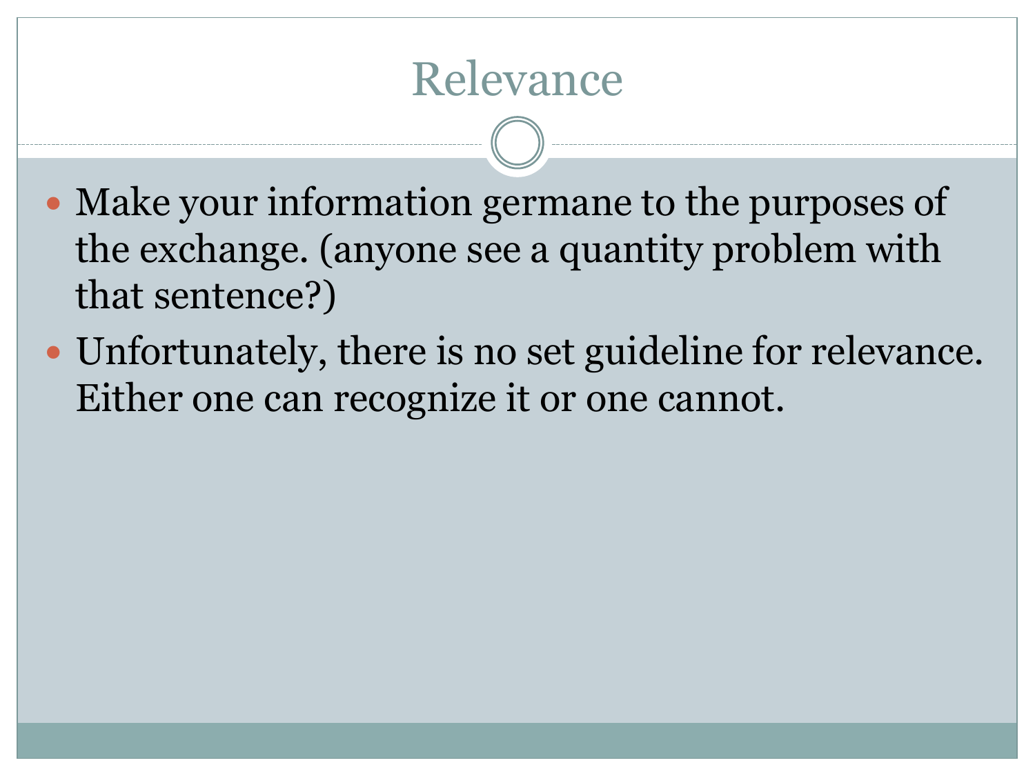# Relevance

- Make your information germane to the purposes of the exchange. (anyone see a quantity problem with that sentence?)
- Unfortunately, there is no set guideline for relevance. Either one can recognize it or one cannot.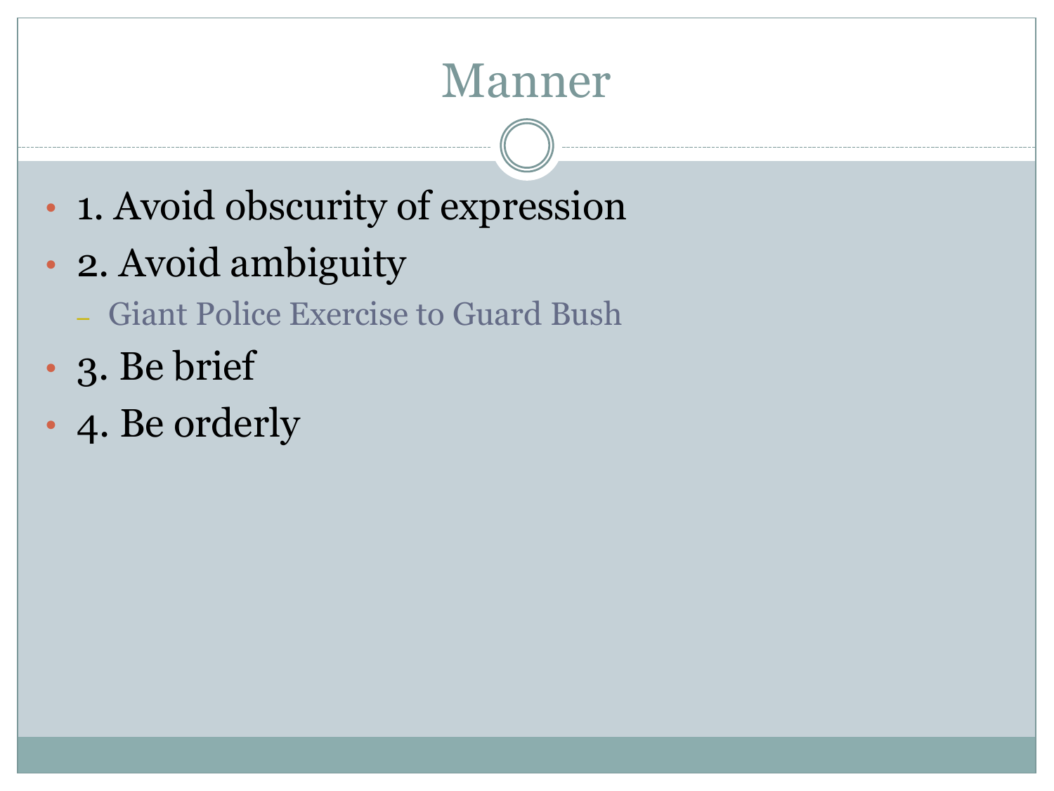# Manner

- 1. Avoid obscurity of expression
- 2. Avoid ambiguity
  - Giant Police Exercise to Guard Bush
- 3. Be brief
- 4. Be orderly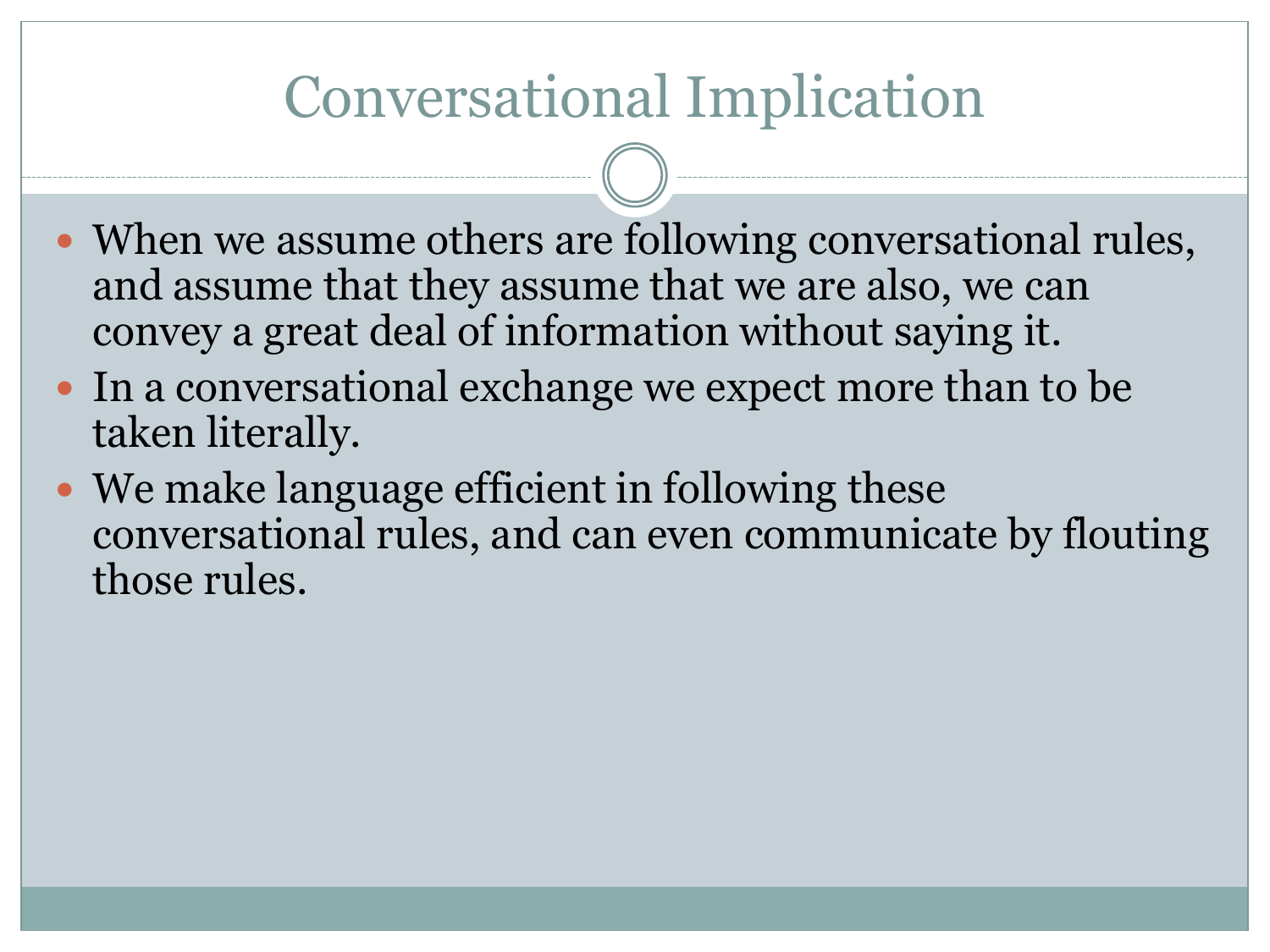# Conversational Implication

- When we assume others are following conversational rules, and assume that they assume that we are also, we can convey a great deal of information without saying it.
- In a conversational exchange we expect more than to be taken literally.
- We make language efficient in following these conversational rules, and can even communicate by flouting those rules.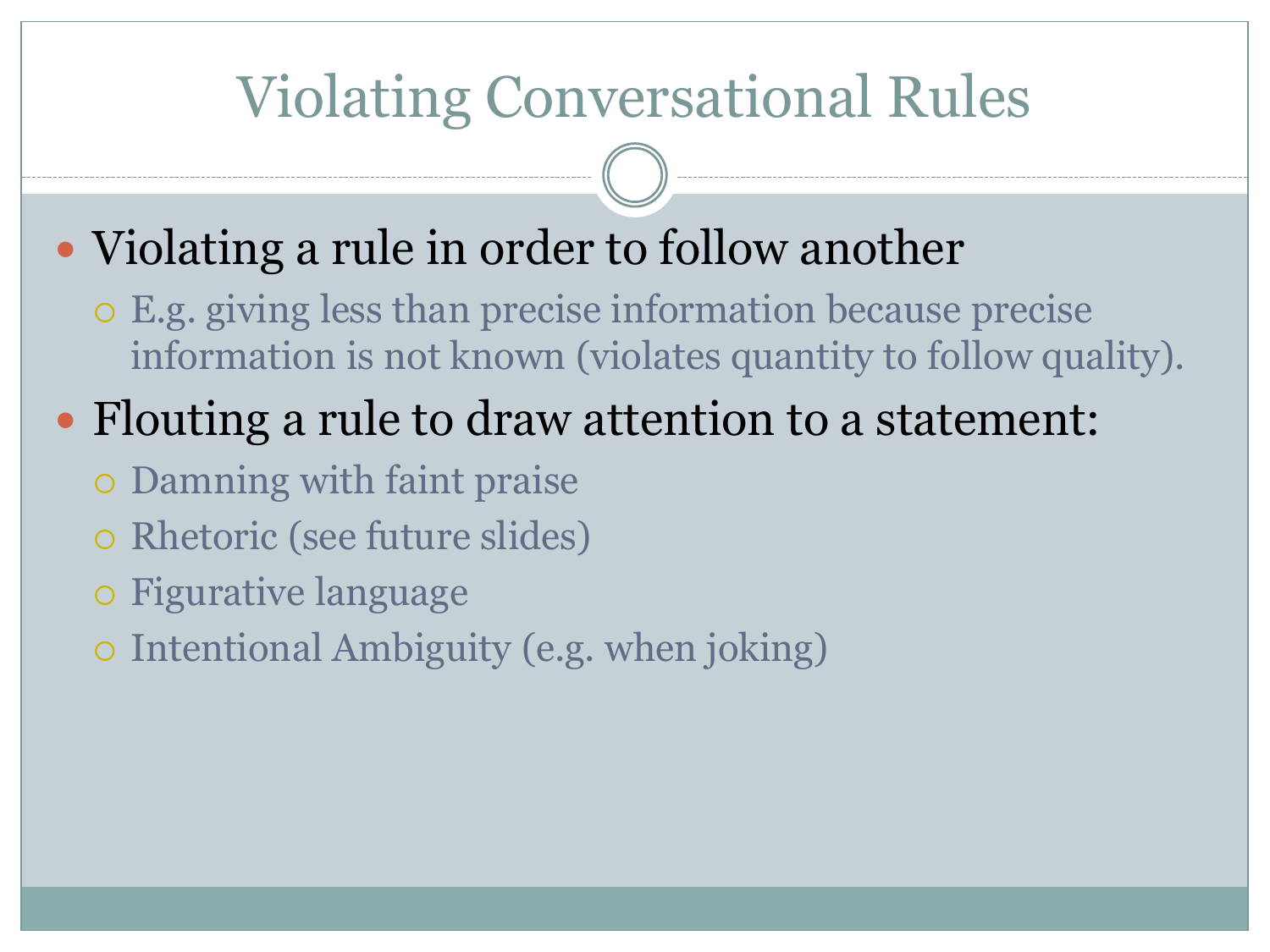# Violating Conversational Rules

- Violating a rule in order to follow another
  - E.g. giving less than precise information because precise information is not known (violates quantity to follow quality).
- Flouting a rule to draw attention to a statement:
  - Damning with faint praise
  - Rhetoric (see future slides)
  - Figurative language
  - Intentional Ambiguity (e.g. when joking)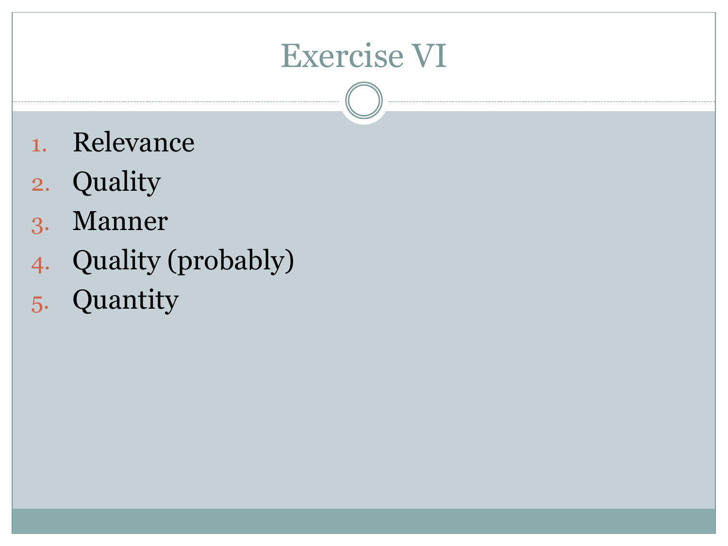# Exercise VI

1. Relevance
2. Quality
3. Manner
4. Quality (probably)
5. Quantity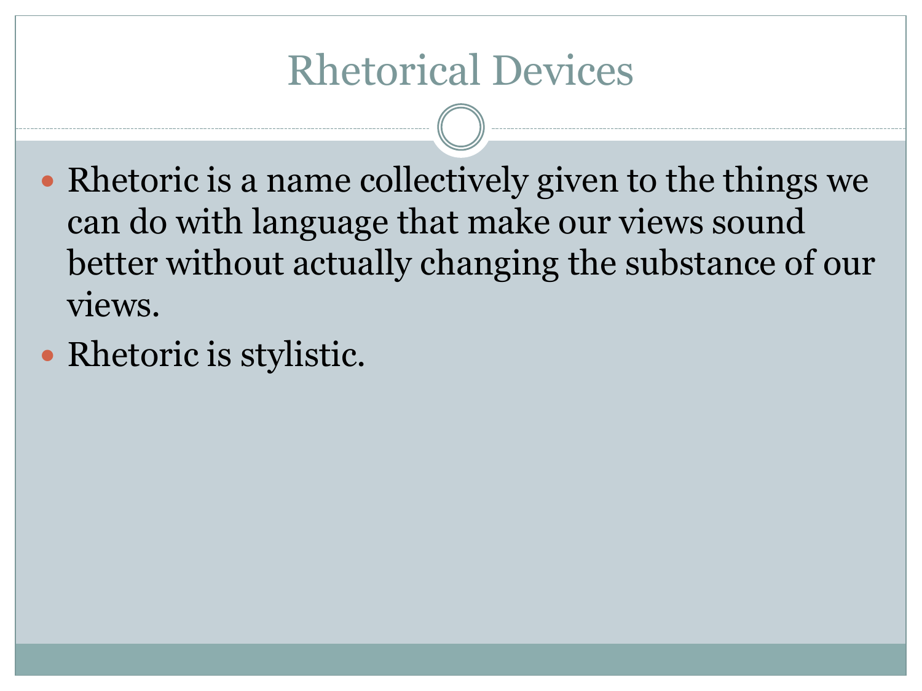# Rhetorical Devices

- Rhetoric is a name collectively given to the things we can do with language that make our views sound better without actually changing the substance of our views.
- Rhetoric is stylistic.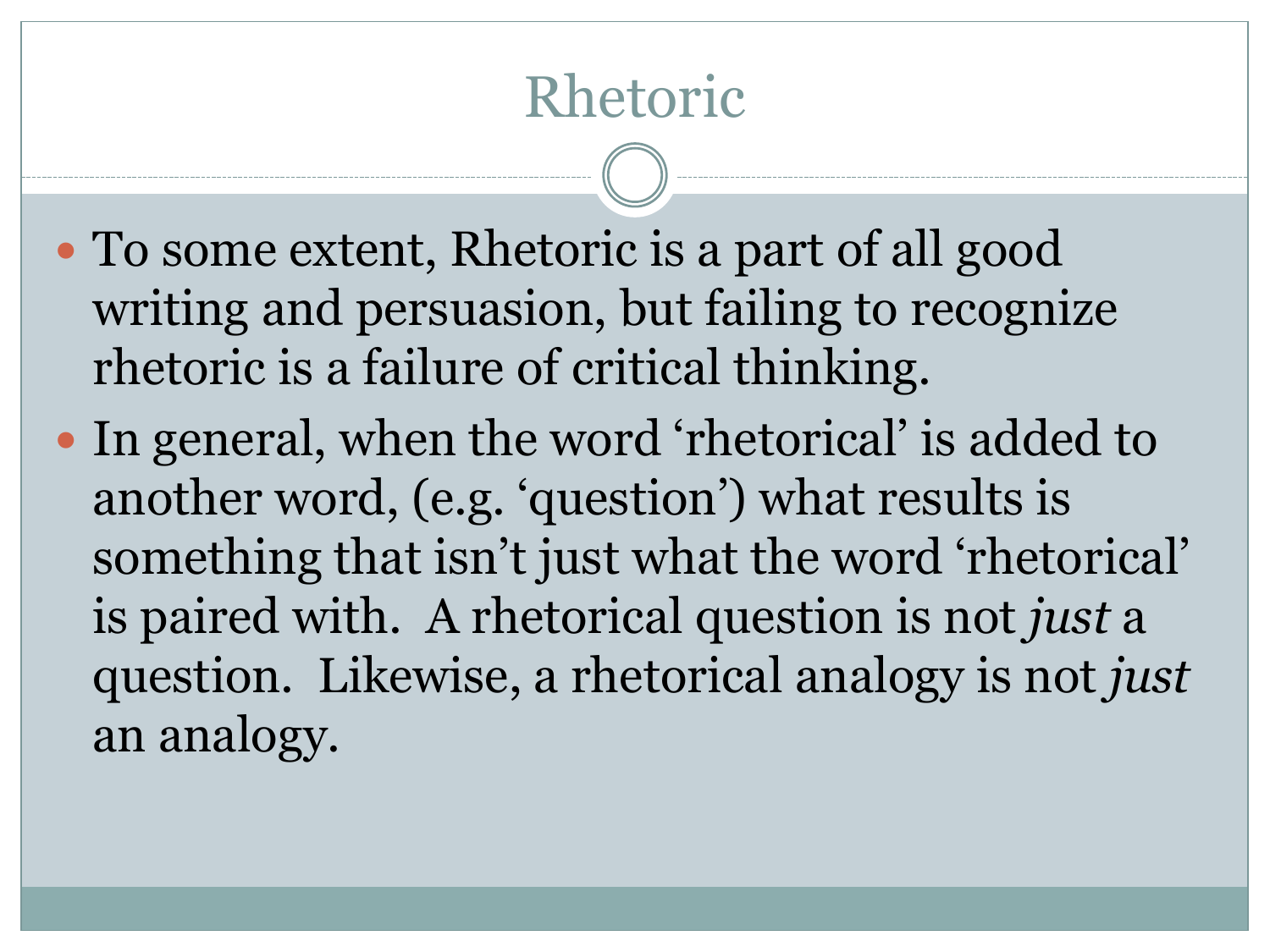# Rhetoric

- To some extent, Rhetoric is a part of all good writing and persuasion, but failing to recognize rhetoric is a failure of critical thinking.
- In general, when the word 'rhetorical' is added to another word, (e.g. 'question') what results is something that isn't just what the word 'rhetorical' is paired with. A rhetorical question is not *just* a question. Likewise, a rhetorical analogy is not *just* an analogy.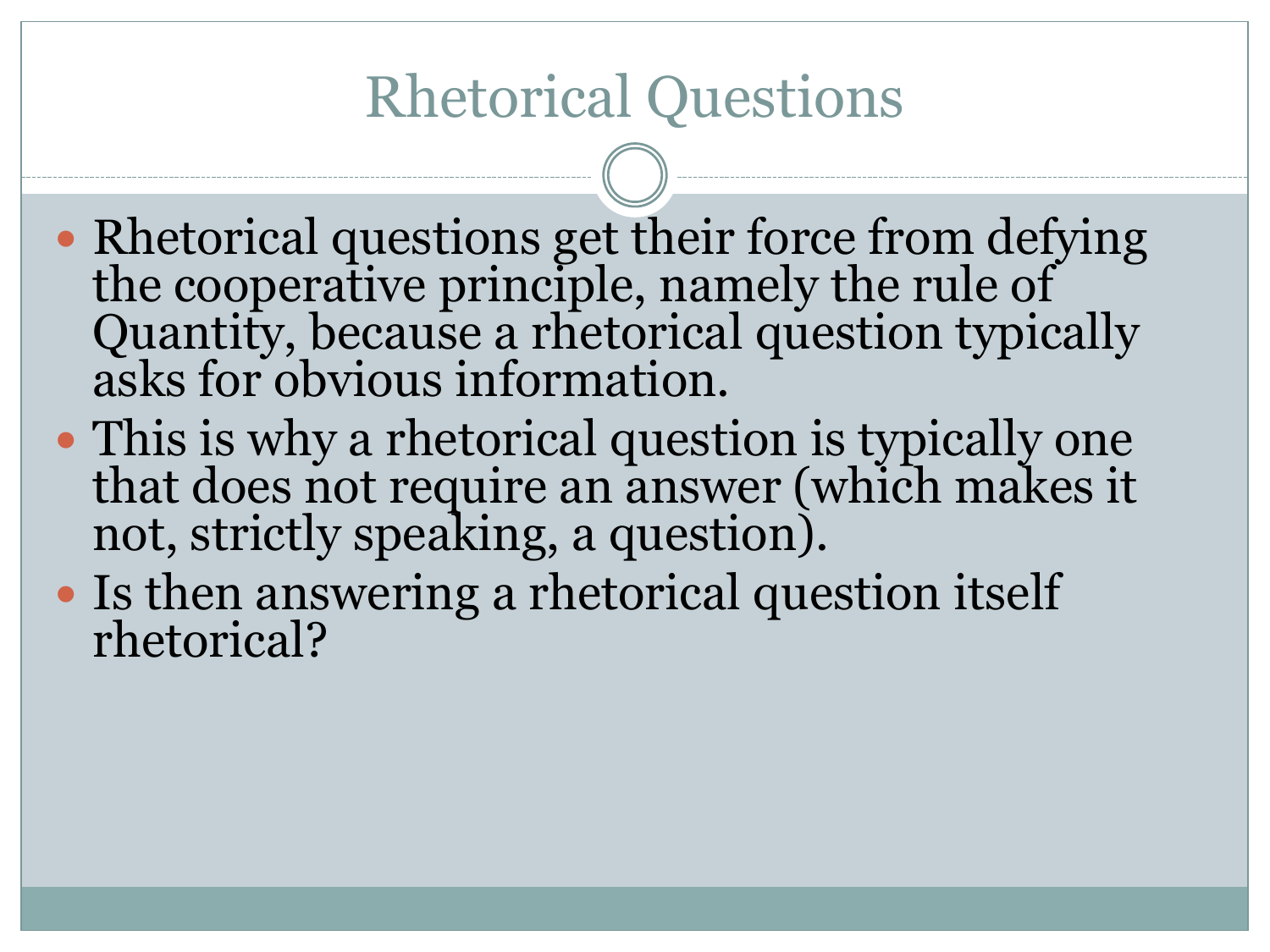# Rhetorical Questions

- Rhetorical questions get their force from defying the cooperative principle, namely the rule of Quantity, because a rhetorical question typically asks for obvious information.
- This is why a rhetorical question is typically one that does not require an answer (which makes it not, strictly speaking, a question).
- Is then answering a rhetorical question itself rhetorical?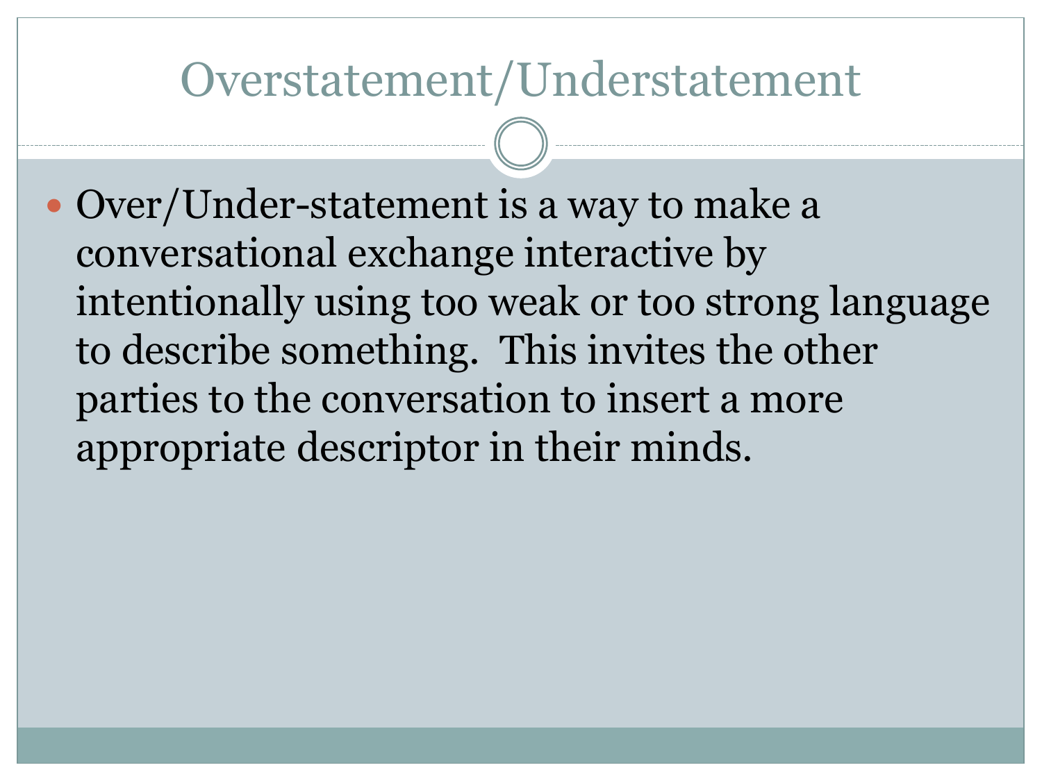# Overstatement/Understatement

- Over/Under-statement is a way to make a conversational exchange interactive by intentionally using too weak or too strong language to describe something. This invites the other parties to the conversation to insert a more appropriate descriptor in their minds.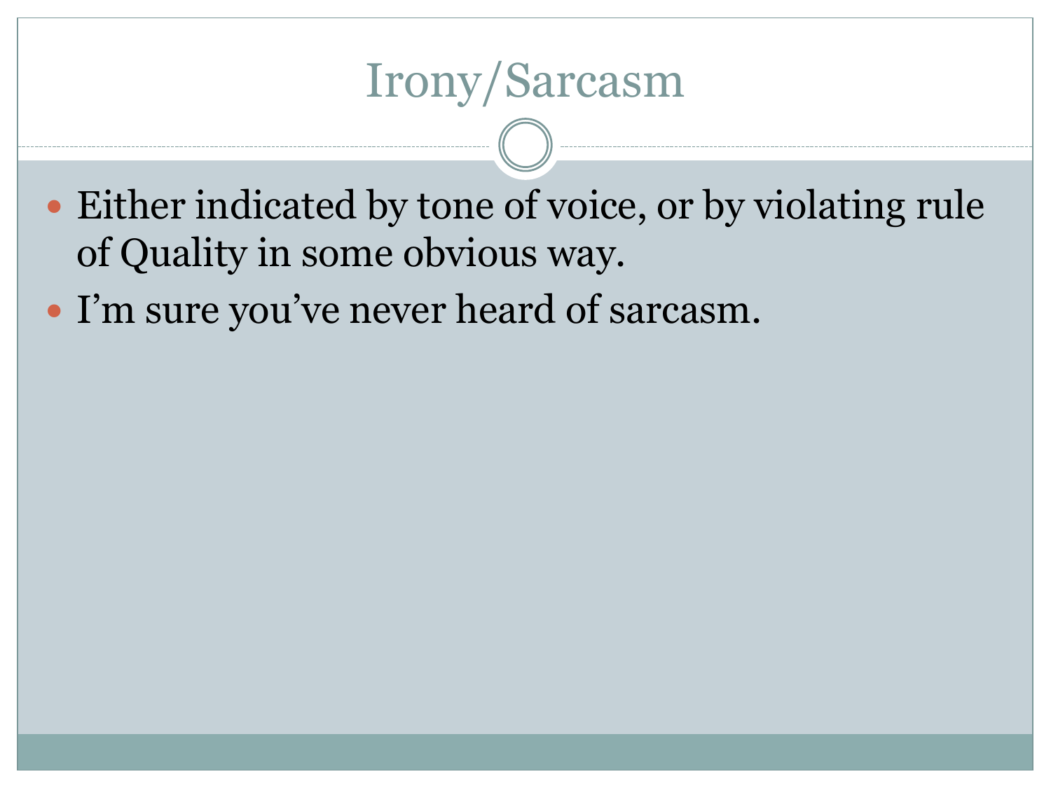# Irony/Sarcasm

- Either indicated by tone of voice, or by violating rule of Quality in some obvious way.
- I'm sure you've never heard of sarcasm.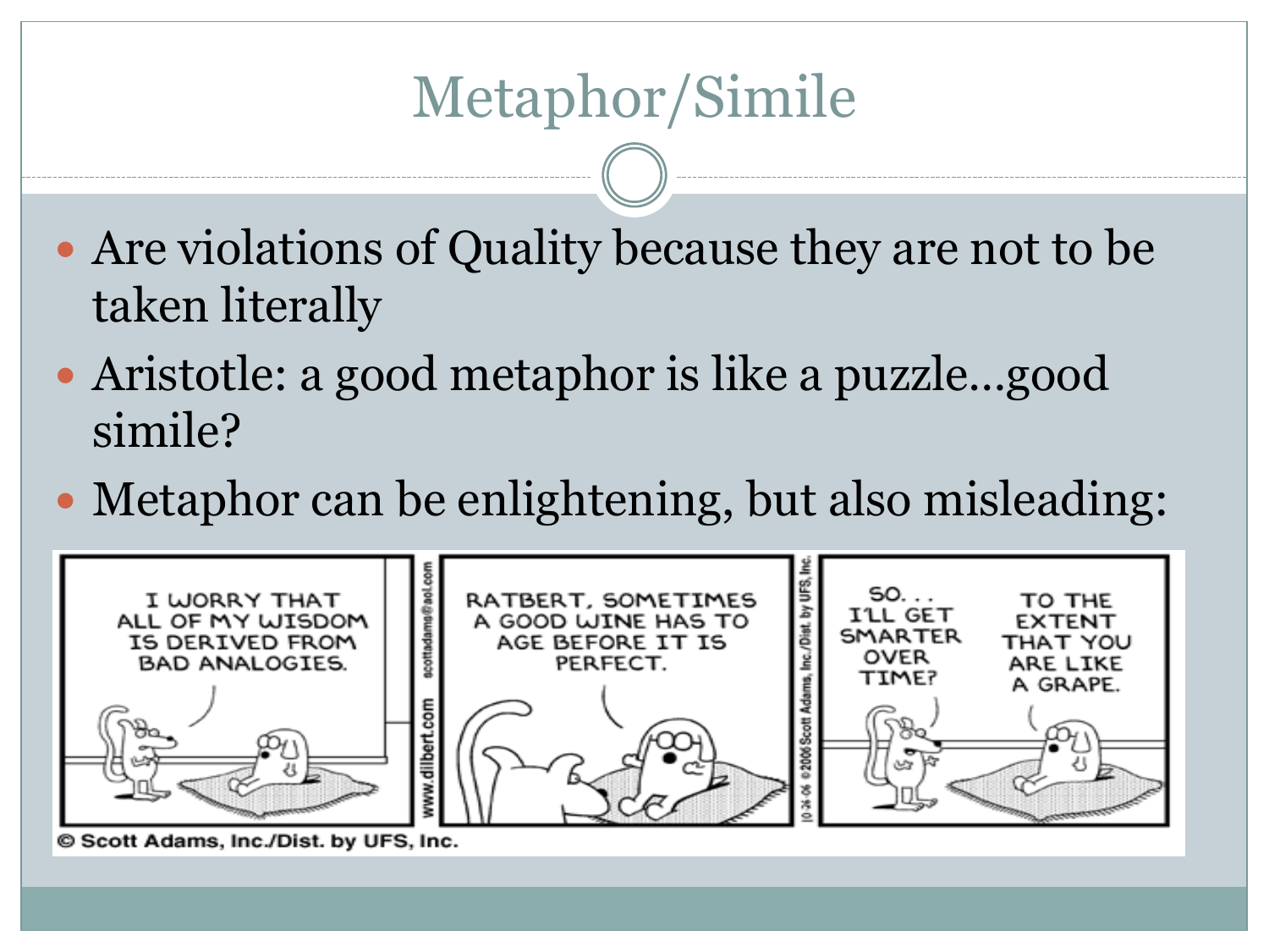# Metaphor/Simile

- Are violations of Quality because they are not to be taken literally
- Aristotle: a good metaphor is like a puzzle…good simile?
- Metaphor can be enlightening, but also misleading:

© Scott Adams, Inc./Dist. by UFS, Inc.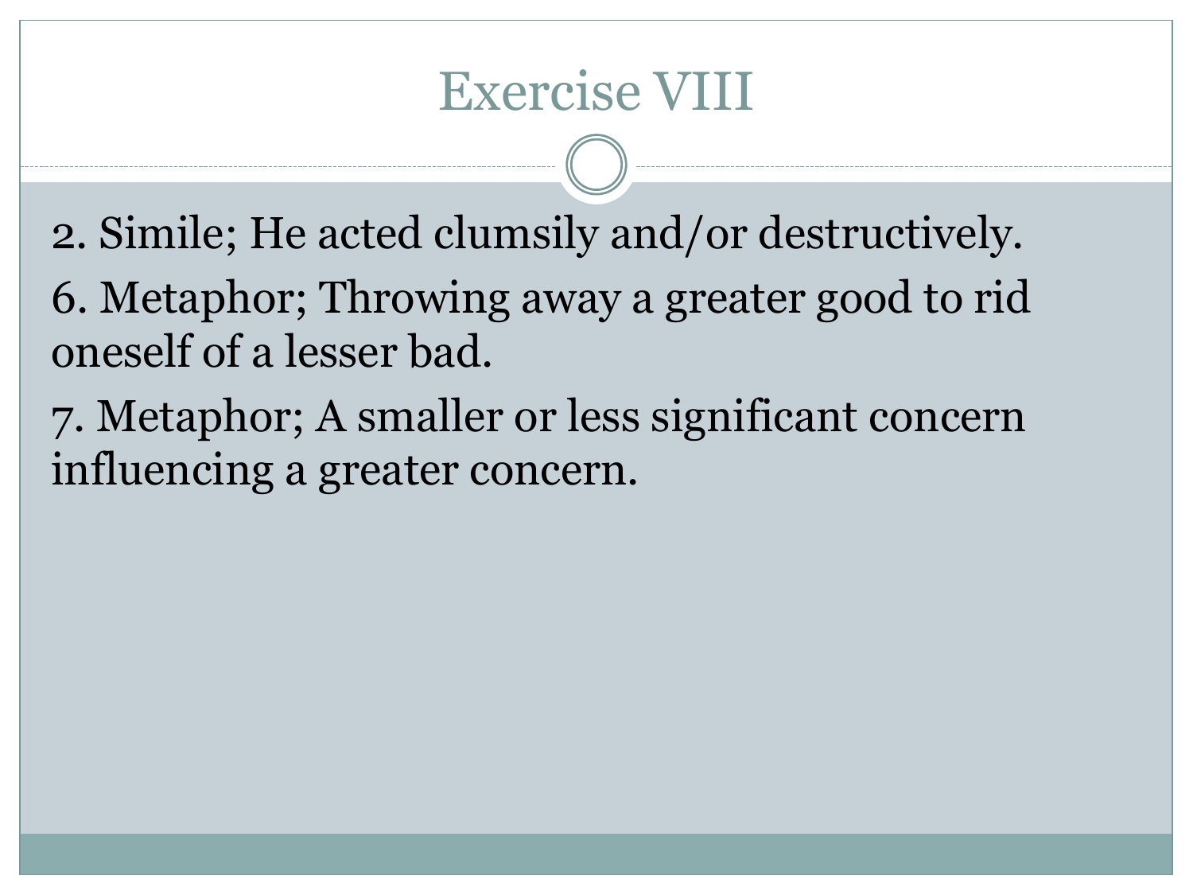# Exercise VIII

2. Simile; He acted clumsily and/or destructively.

6. Metaphor; Throwing away a greater good to rid oneself of a lesser bad.

7. Metaphor; A smaller or less significant concern influencing a greater concern.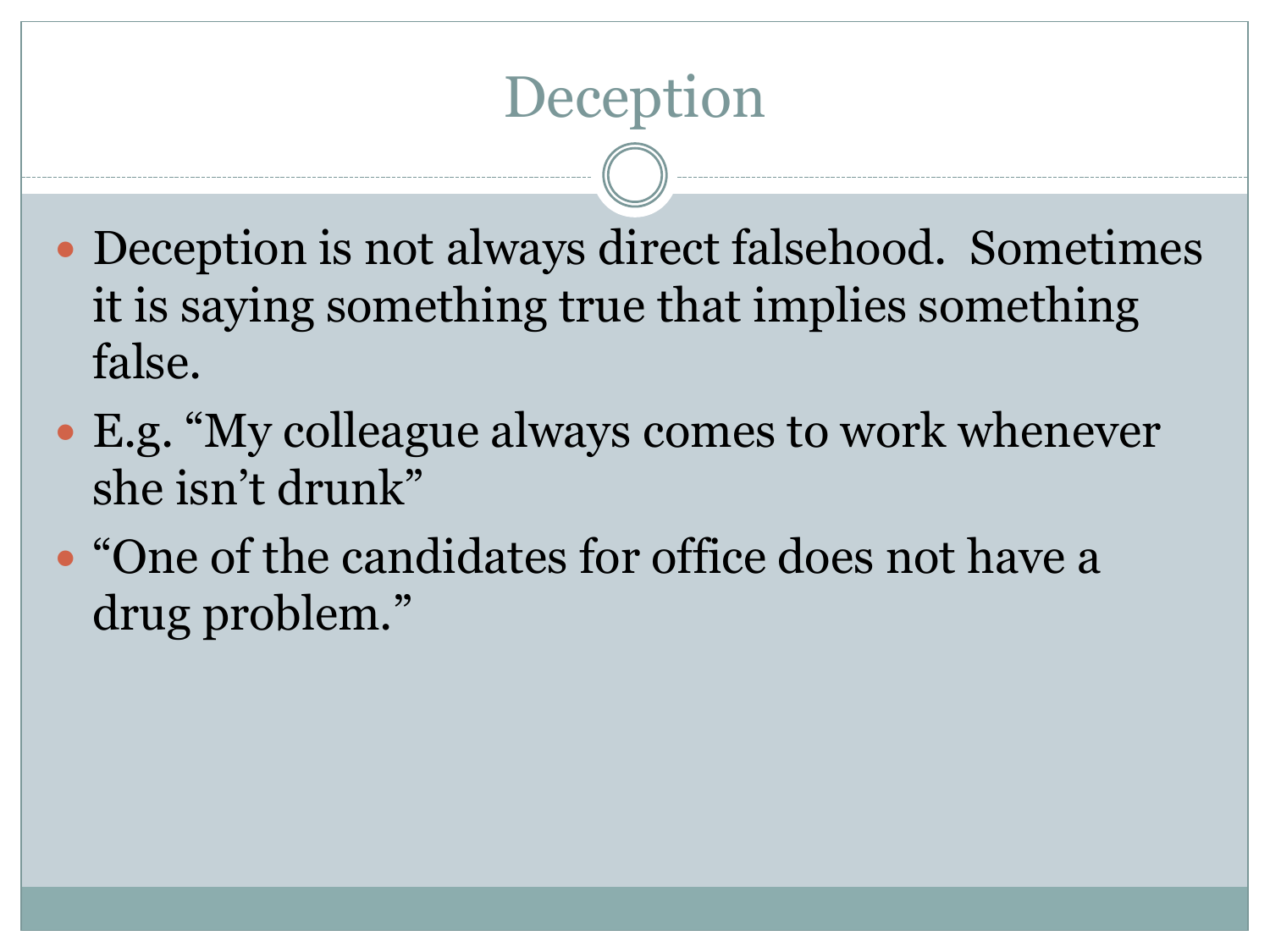# Deception

- Deception is not always direct falsehood. Sometimes it is saying something true that implies something false.
- E.g. “My colleague always comes to work whenever she isn’t drunk”
- “One of the candidates for office does not have a drug problem.”